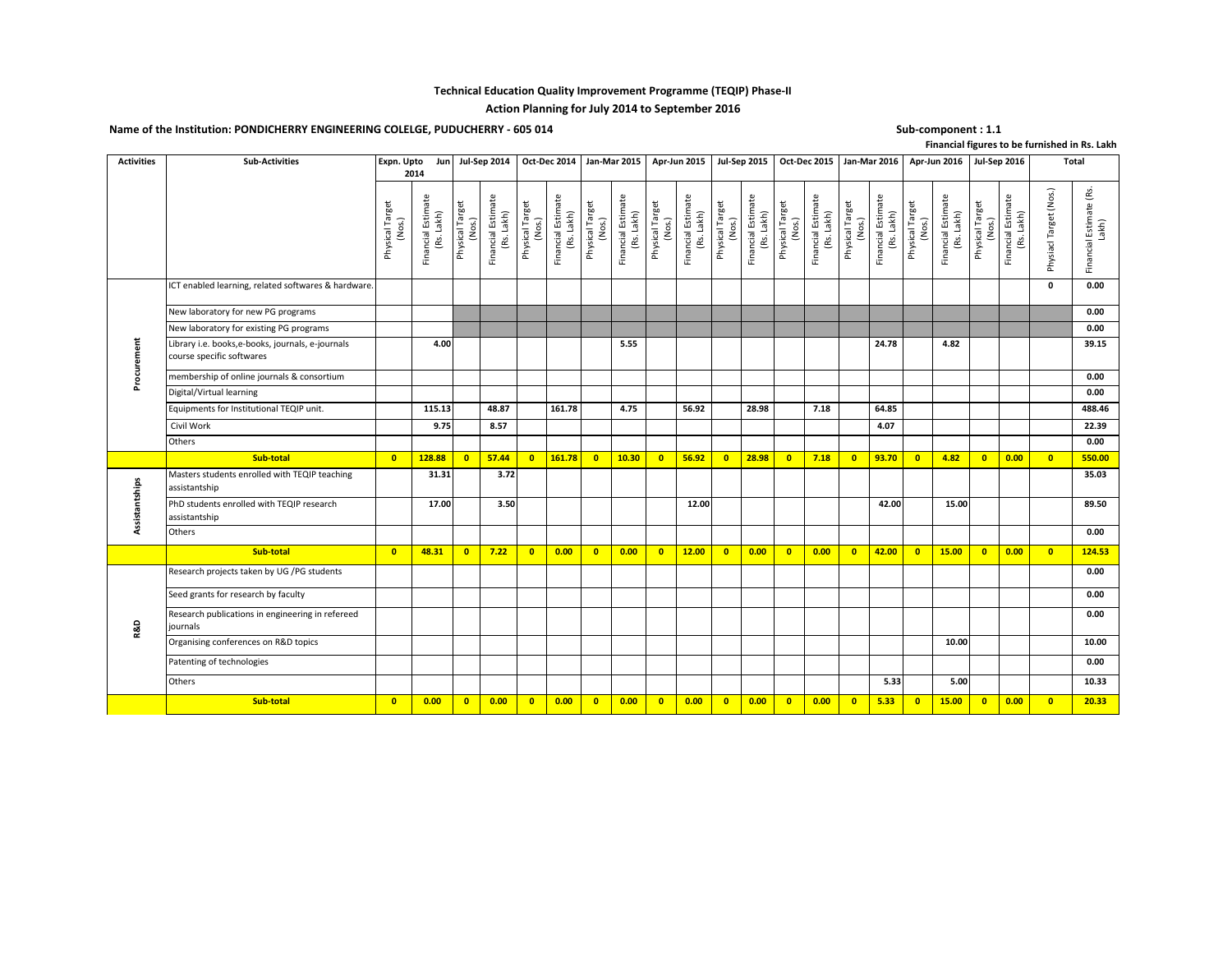**Technical Education Quality Improvement Programme (TEQIP) Phase-II**

**Action Planning for July 2014 to September 2016**

**Name of the Institution: PONDICHERRY ENGINEERING COLELGE, PUDUCHERRY - 605 014**

**Sub-component : 1.1**

**Financial figures to be furnished in Rs. Lakh**

| Activities | Sub-Activities | Expn. Upto Jun 2014 | | Jul-Sep 2014 | | Oct-Dec 2014 | | Jan-Mar 2015 | | Apr-Jun 2015 | | Jul-Sep 2015 | | Oct-Dec 2015 | | Jan-Mar 2016 | | Apr-Jun 2016 | | Jul-Sep 2016 | | Total | |
|---|---|---|---|---|---|---|---|---|---|---|---|---|---|---|---|---|---|---|---|---|---|---|---|
| | | Physical Target (Nos.) | Financial Estimate (Rs. Lakh) | Physical Target (Nos.) | Financial Estimate (Rs. Lakh) | Physical Target (Nos.) | Financial Estimate (Rs. Lakh) | Physical Target (Nos.) | Financial Estimate (Rs. Lakh) | Physical Target (Nos.) | Financial Estimate (Rs. Lakh) | Physical Target (Nos.) | Financial Estimate (Rs. Lakh) | Physical Target (Nos.) | Financial Estimate (Rs. Lakh) | Physical Target (Nos.) | Financial Estimate (Rs. Lakh) | Physical Target (Nos.) | Financial Estimate (Rs. Lakh) | Physical Target (Nos.) | Financial Estimate (Rs. Lakh) | Physiacl Target (Nos.) | Financial Estimate (Rs. Lakh) |
| Procurement | ICT enabled learning, related softwares & hardware. | | | | | | | | | | | | | | | | | | | | | 0 | 0.00 |
| | New laboratory for new PG programs | | | | | | | | | | | | | | | | | | | | | | 0.00 |
| | New laboratory for existing PG programs | | | | | | | | | | | | | | | | | | | | | | 0.00 |
| | Library i.e. books,e-books, journals, e-journals course specific softwares | | 4.00 | | | | | | 5.55 | | | | | | | | 24.78 | | 4.82 | | | | 39.15 |
| | membership of online journals & consortium | | | | | | | | | | | | | | | | | | | | | | 0.00 |
| | Digital/Virtual learning | | | | | | | | | | | | | | | | | | | | | | 0.00 |
| | Equipments for Institutional TEQIP unit. | | 115.13 | | 48.87 | | 161.78 | | 4.75 | | 56.92 | | 28.98 | | 7.18 | | 64.85 | | | | | | 488.46 |
| | Civil Work | | 9.75 | | 8.57 | | | | | | | | | | | | 4.07 | | | | | | 22.39 |
| | Others | | | | | | | | | | | | | | | | | | | | | | 0.00 |
| | **Sub-total** | **0** | **128.88** | **0** | **57.44** | **0** | **161.78** | **0** | **10.30** | **0** | **56.92** | **0** | **28.98** | **0** | **7.18** | **0** | **93.70** | **0** | **4.82** | **0** | **0.00** | **0** | **550.00** |
| Assistantships | Masters students enrolled with TEQIP teaching assistantship | | 31.31 | | 3.72 | | | | | | | | | | | | | | | | | | 35.03 |
| | PhD students enrolled with TEQIP research assistantship | | 17.00 | | 3.50 | | | | | | 12.00 | | | | | | 42.00 | | 15.00 | | | | 89.50 |
| | Others | | | | | | | | | | | | | | | | | | | | | | 0.00 |
| | **Sub-total** | **0** | **48.31** | **0** | **7.22** | **0** | **0.00** | **0** | **0.00** | **0** | **12.00** | **0** | **0.00** | **0** | **0.00** | **0** | **42.00** | **0** | **15.00** | **0** | **0.00** | **0** | **124.53** |
| R&D | Research projects taken by UG /PG students | | | | | | | | | | | | | | | | | | | | | | 0.00 |
| | Seed grants for research by faculty | | | | | | | | | | | | | | | | | | | | | | 0.00 |
| | Research publications in engineering in refereed journals | | | | | | | | | | | | | | | | | | | | | | 0.00 |
| | Organising conferences on R&D topics | | | | | | | | | | | | | | | | | | 10.00 | | | | 10.00 |
| | Patenting of technologies | | | | | | | | | | | | | | | | | | | | | | 0.00 |
| | Others | | | | | | | | | | | | | | | | 5.33 | | 5.00 | | | | 10.33 |
| | **Sub-total** | **0** | **0.00** | **0** | **0.00** | **0** | **0.00** | **0** | **0.00** | **0** | **0.00** | **0** | **0.00** | **0** | **0.00** | **0** | **5.33** | **0** | **15.00** | **0** | **0.00** | **0** | **20.33** |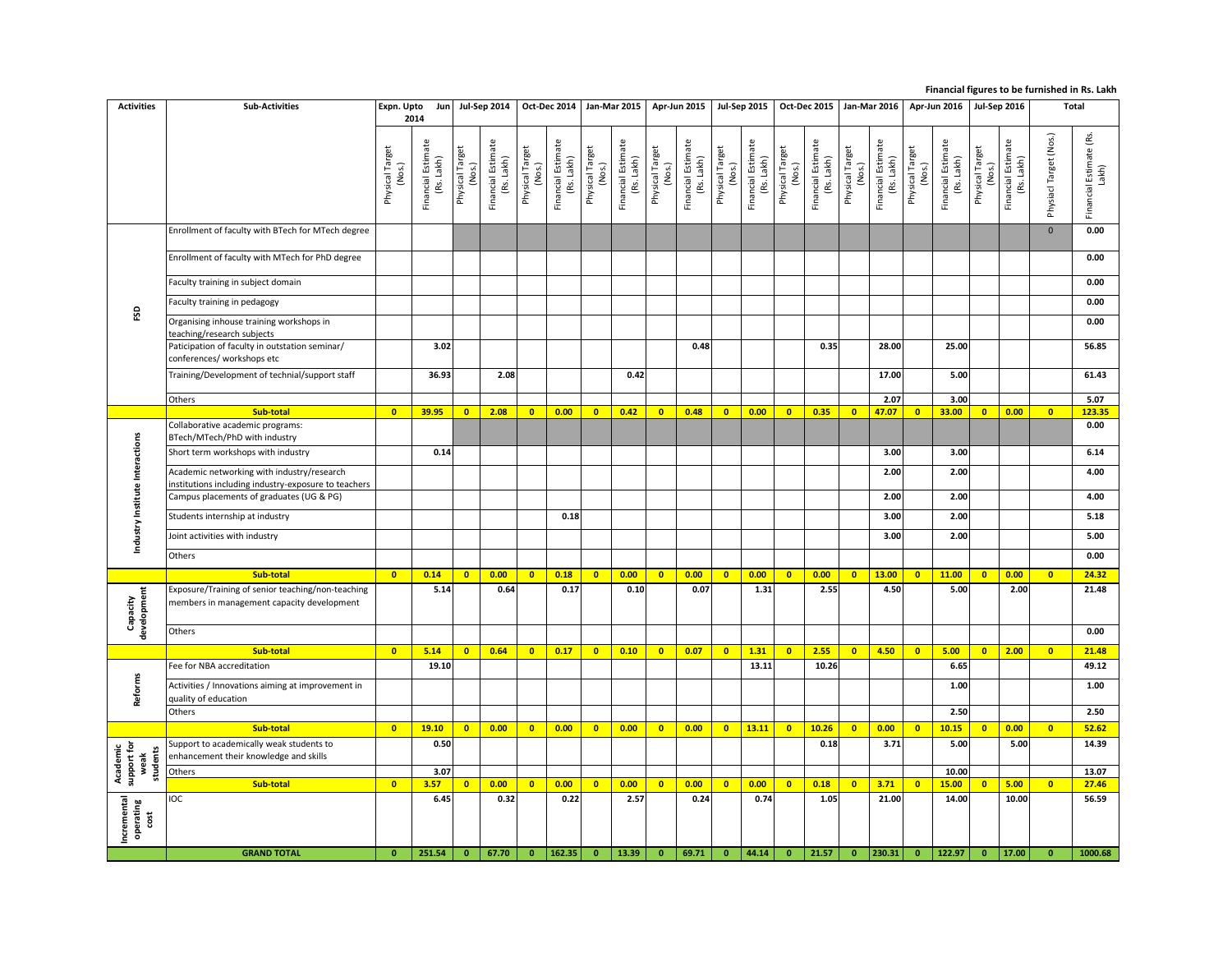**Financial figures to be furnished in Rs. Lakh**

| Activities | Sub-Activities | Expn. Upto Jun 2014 | | Jul-Sep 2014 | | Oct-Dec 2014 | | Jan-Mar 2015 | | Apr-Jun 2015 | | Jul-Sep 2015 | | Oct-Dec 2015 | | Jan-Mar 2016 | | Apr-Jun 2016 | | Jul-Sep 2016 | | Total | |
|---|---|---|---|---|---|---|---|---|---|---|---|---|---|---|---|---|---|---|---|---|---|---|---|
| | | Physical Target (Nos.) | Financial Estimate (Rs. Lakh) | Physical Target (Nos.) | Financial Estimate (Rs. Lakh) | Physical Target (Nos.) | Financial Estimate (Rs. Lakh) | Physical Target (Nos.) | Financial Estimate (Rs. Lakh) | Physical Target (Nos.) | Financial Estimate (Rs. Lakh) | Physical Target (Nos.) | Financial Estimate (Rs. Lakh) | Physical Target (Nos.) | Financial Estimate (Rs. Lakh) | Physical Target (Nos.) | Financial Estimate (Rs. Lakh) | Physical Target (Nos.) | Financial Estimate (Rs. Lakh) | Physical Target (Nos.) | Financial Estimate (Rs. Lakh) | Physiacl Target (Nos.) | Financial Estimate (Rs. Lakh) |
| FSD | Enrollment of faculty with BTech for MTech degree | | | | | | | | | | | | | | | | | | | | | 0 | 0.00 |
| | Enrollment of faculty with MTech for PhD degree | | | | | | | | | | | | | | | | | | | | | | 0.00 |
| | Faculty training in subject domain | | | | | | | | | | | | | | | | | | | | | | 0.00 |
| | Faculty training in pedagogy | | | | | | | | | | | | | | | | | | | | | | 0.00 |
| | Organising inhouse training workshops in teaching/research subjects | | | | | | | | | | | | | | | | | | | | | | 0.00 |
| | Paticipation of faculty in outstation seminar/ conferences/ workshops etc | | 3.02 | | | | | | | | 0.48 | | | | 0.35 | | 28.00 | | 25.00 | | | | 56.85 |
| | Training/Development of technial/support staff | | 36.93 | | 2.08 | | | | 0.42 | | | | | | | | 17.00 | | 5.00 | | | | 61.43 |
| | Others | | | | | | | | | | | | | | | | 2.07 | | 3.00 | | | | 5.07 |
| | **Sub-total** | **0** | **39.95** | **0** | **2.08** | **0** | **0.00** | **0** | **0.42** | **0** | **0.48** | **0** | **0.00** | **0** | **0.35** | **0** | **47.07** | **0** | **33.00** | **0** | **0.00** | **0** | **123.35** |
| Industry Institute Interactions | Collaborative academic programs: BTech/MTech/PhD with industry | | | | | | | | | | | | | | | | | | | | | | 0.00 |
| | Short term workshops with industry | | 0.14 | | | | | | | | | | | | | | 3.00 | | 3.00 | | | | 6.14 |
| | Academic networking with industry/research institutions including industry-exposure to teachers | | | | | | | | | | | | | | | | 2.00 | | 2.00 | | | | 4.00 |
| | Campus placements of graduates (UG & PG) | | | | | | | | | | | | | | | | 2.00 | | 2.00 | | | | 4.00 |
| | Students internship at industry | | | | | | 0.18 | | | | | | | | | | 3.00 | | 2.00 | | | | 5.18 |
| | Joint activities with industry | | | | | | | | | | | | | | | | 3.00 | | 2.00 | | | | 5.00 |
| | Others | | | | | | | | | | | | | | | | | | | | | | 0.00 |
| | **Sub-total** | **0** | **0.14** | **0** | **0.00** | **0** | **0.18** | **0** | **0.00** | **0** | **0.00** | **0** | **0.00** | **0** | **0.00** | **0** | **13.00** | **0** | **11.00** | **0** | **0.00** | **0** | **24.32** |
| Capacity development | Exposure/Training of senior teaching/non-teaching members in management capacity development | | 5.14 | | 0.64 | | 0.17 | | 0.10 | | 0.07 | | 1.31 | | 2.55 | | 4.50 | | 5.00 | | 2.00 | | 21.48 |
| | Others | | | | | | | | | | | | | | | | | | | | | | 0.00 |
| | **Sub-total** | **0** | **5.14** | **0** | **0.64** | **0** | **0.17** | **0** | **0.10** | **0** | **0.07** | **0** | **1.31** | **0** | **2.55** | **0** | **4.50** | **0** | **5.00** | **0** | **2.00** | **0** | **21.48** |
| Reforms | Fee for NBA accreditation | | 19.10 | | | | | | | | | | 13.11 | | 10.26 | | | | 6.65 | | | | 49.12 |
| | Activities / Innovations aiming at improvement in quality of education | | | | | | | | | | | | | | | | | | 1.00 | | | | 1.00 |
| | Others | | | | | | | | | | | | | | | | | | 2.50 | | | | 2.50 |
| | **Sub-total** | **0** | **19.10** | **0** | **0.00** | **0** | **0.00** | **0** | **0.00** | **0** | **0.00** | **0** | **13.11** | **0** | **10.26** | **0** | **0.00** | **0** | **10.15** | **0** | **0.00** | **0** | **52.62** |
| Academic support for weak students | Support to academically weak students to enhancement their knowledge and skills | | 0.50 | | | | | | | | | | | | 0.18 | | 3.71 | | 5.00 | | 5.00 | | 14.39 |
| | Others | | 3.07 | | | | | | | | | | | | | | | | 10.00 | | | | 13.07 |
| | **Sub-total** | **0** | **3.57** | **0** | **0.00** | **0** | **0.00** | **0** | **0.00** | **0** | **0.00** | **0** | **0.00** | **0** | **0.18** | **0** | **3.71** | **0** | **15.00** | **0** | **5.00** | **0** | **27.46** |
| Incremental operating cost | IOC | | 6.45 | | 0.32 | | 0.22 | | 2.57 | | 0.24 | | 0.74 | | 1.05 | | 21.00 | | 14.00 | | 10.00 | | 56.59 |
| | **GRAND TOTAL** | **0** | **251.54** | **0** | **67.70** | **0** | **162.35** | **0** | **13.39** | **0** | **69.71** | **0** | **44.14** | **0** | **21.57** | **0** | **230.31** | **0** | **122.97** | **0** | **17.00** | **0** | **1000.68** |